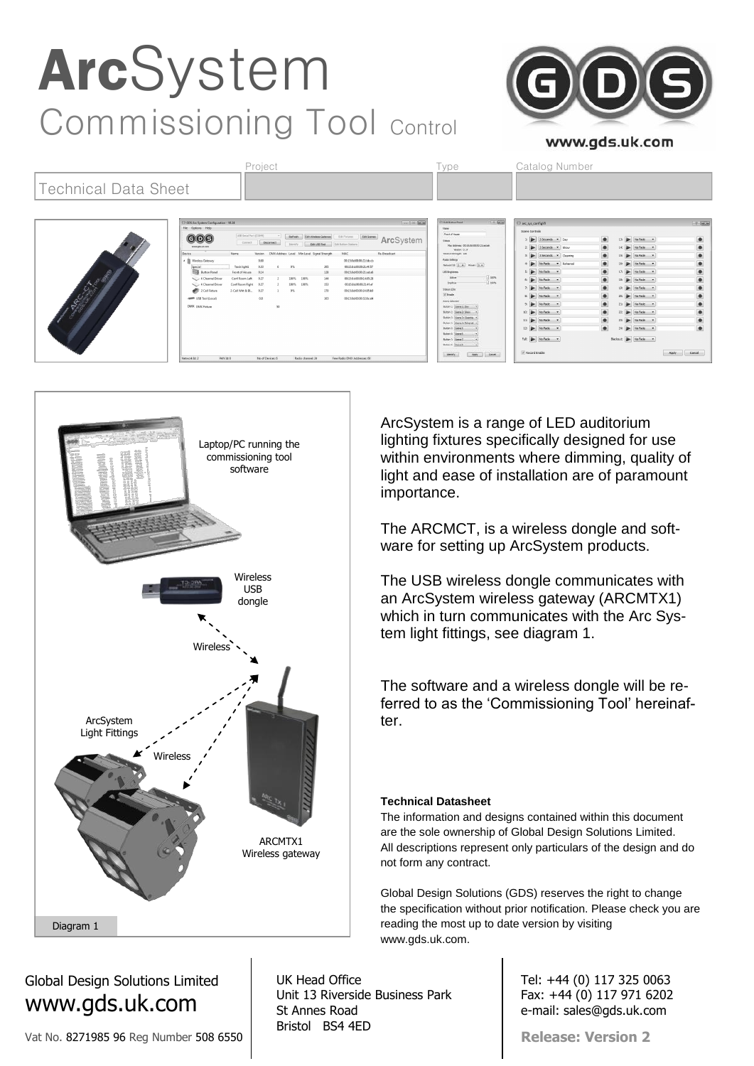# ArcSystem

## Commissioning Tool Control

www.gds.uk.com

| Technical Data Sheet | Project | Type | Catalog Number |
|---|---|---|---|
| | | | |

Laptop/PC running the commissioning tool software

Wireless USB dongle

Wireless

ArcSystem Light Fittings

Wireless

ARCMTX1 Wireless gateway

Diagram 1

ArcSystem is a range of LED auditorium lighting fixtures specifically designed for use within environments where dimming, quality of light and ease of installation are of paramount importance.

The ARCMCT, is a wireless dongle and software for setting up ArcSystem products.

The USB wireless dongle communicates with an ArcSystem wireless gateway (ARCMTX1) which in turn communicates with the Arc System light fittings, see diagram 1.

The software and a wireless dongle will be referred to as the 'Commissioning Tool' hereinafter.

**Technical Datasheet**

The information and designs contained within this document are the sole ownership of Global Design Solutions Limited. All descriptions represent only particulars of the design and do not form any contract.

Global Design Solutions (GDS) reserves the right to change the specification without prior notification. Please check you are reading the most up to date version by visiting www.gds.uk.com.

Global Design Solutions Limited
www.gds.uk.com

Vat No. 8271985 96 Reg Number 508 6550

UK Head Office
Unit 13 Riverside Business Park
St Annes Road
Bristol BS4 4ED

Tel: +44 (0) 117 325 0063
Fax: +44 (0) 117 971 6202
e-mail: sales@gds.uk.com

**Release: Version 2**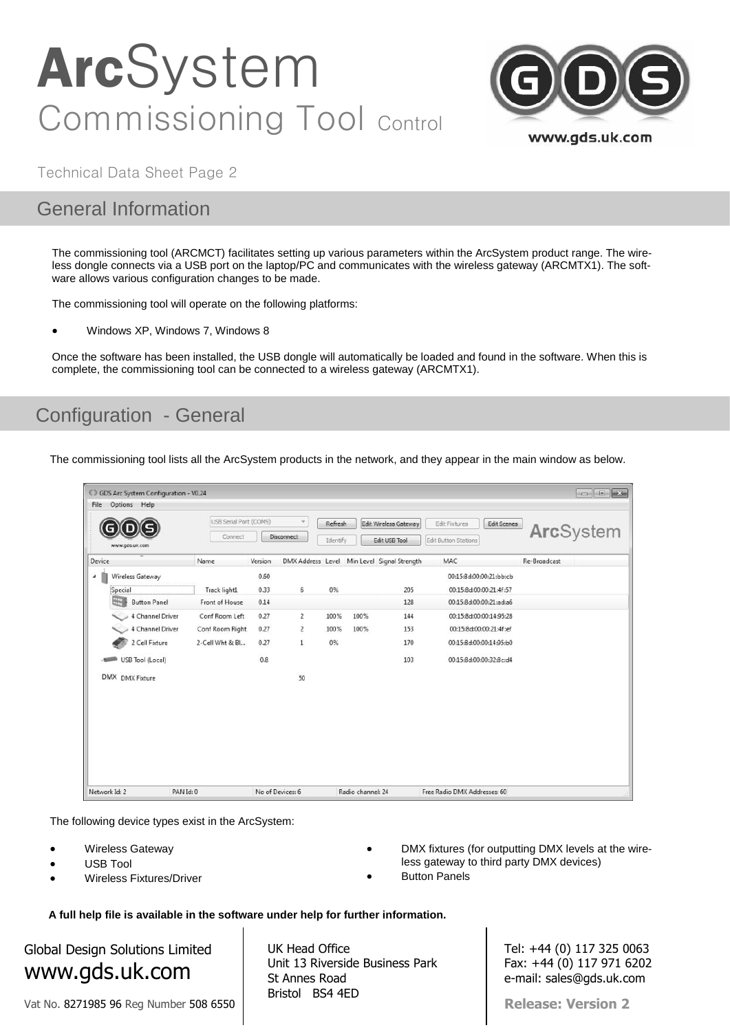# ArcSystem Commissioning Tool Control

Technical Data Sheet Page 2

## General Information

The commissioning tool (ARCMCT) facilitates setting up various parameters within the ArcSystem product range. The wireless dongle connects via a USB port on the laptop/PC and communicates with the wireless gateway (ARCMTX1). The software allows various configuration changes to be made.

The commissioning tool will operate on the following platforms:

- Windows XP, Windows 7, Windows 8

Once the software has been installed, the USB dongle will automatically be loaded and found in the software. When this is complete, the commissioning tool can be connected to a wireless gateway (ARCMTX1).

## Configuration - General

The commissioning tool lists all the ArcSystem products in the network, and they appear in the main window as below.

The following device types exist in the ArcSystem:

- Wireless Gateway
- USB Tool
- Wireless Fixtures/Driver
- DMX fixtures (for outputting DMX levels at the wireless gateway to third party DMX devices)
- Button Panels

**A full help file is available in the software under help for further information.**

Global Design Solutions Limited
www.gds.uk.com

Vat No. 8271985 96 Reg Number 508 6550

UK Head Office
Unit 13 Riverside Business Park
St Annes Road
Bristol BS4 4ED

Tel: +44 (0) 117 325 0063
Fax: +44 (0) 117 971 6202
e-mail: sales@gds.uk.com

**Release: Version 2**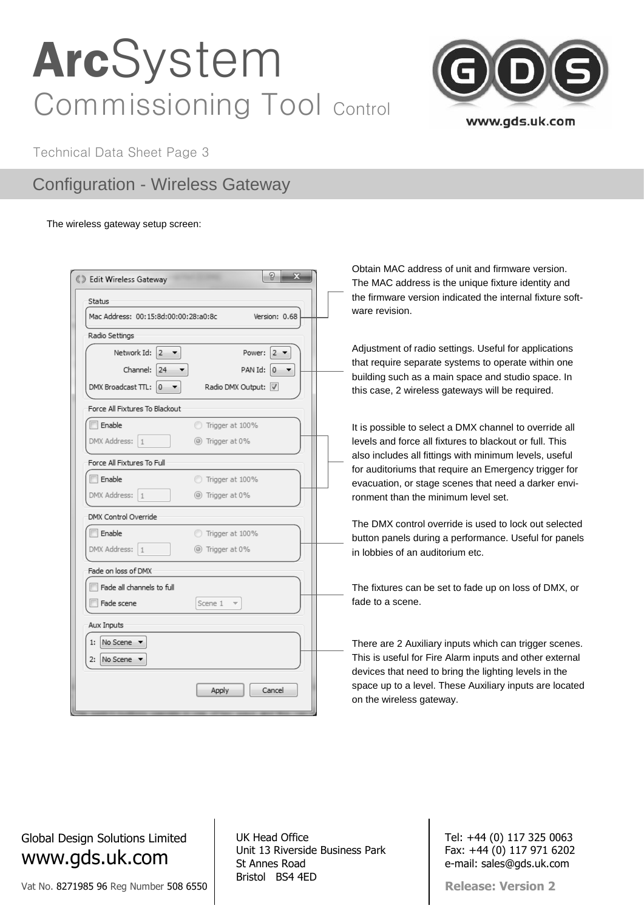# ArcSystem Commissioning Tool Control

Technical Data Sheet Page 3

## Configuration - Wireless Gateway

The wireless gateway setup screen:

Obtain MAC address of unit and firmware version. The MAC address is the unique fixture identity and the firmware version indicated the internal fixture software revision.

Adjustment of radio settings. Useful for applications that require separate systems to operate within one building such as a main space and studio space. In this case, 2 wireless gateways will be required.

It is possible to select a DMX channel to override all levels and force all fixtures to blackout or full. This also includes all fittings with minimum levels, useful for auditoriums that require an Emergency trigger for evacuation, or stage scenes that need a darker environment than the minimum level set.

The DMX control override is used to lock out selected button panels during a performance. Useful for panels in lobbies of an auditorium etc.

The fixtures can be set to fade up on loss of DMX, or fade to a scene.

There are 2 Auxiliary inputs which can trigger scenes. This is useful for Fire Alarm inputs and other external devices that need to bring the lighting levels in the space up to a level. These Auxiliary inputs are located on the wireless gateway.

Global Design Solutions Limited
www.gds.uk.com
Vat No. 8271985 96 Reg Number 508 6550

UK Head Office
Unit 13 Riverside Business Park
St Annes Road
Bristol BS4 4ED

Tel: +44 (0) 117 325 0063
Fax: +44 (0) 117 971 6202
e-mail: sales@gds.uk.com

**Release: Version 2**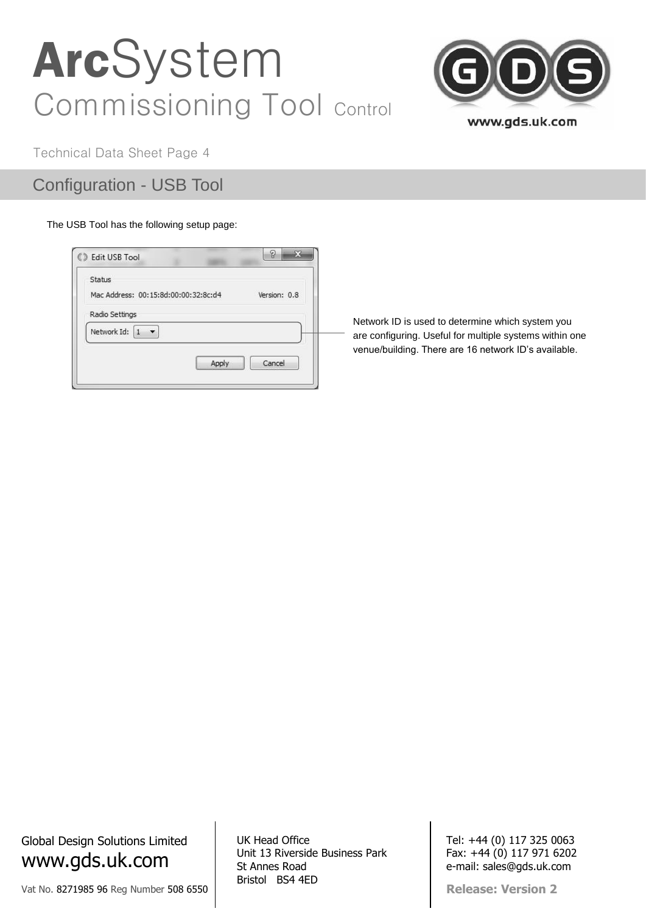## Configuration - USB Tool

The USB Tool has the following setup page:

Network ID is used to determine which system you are configuring. Useful for multiple systems within one venue/building. There are 16 network ID's available.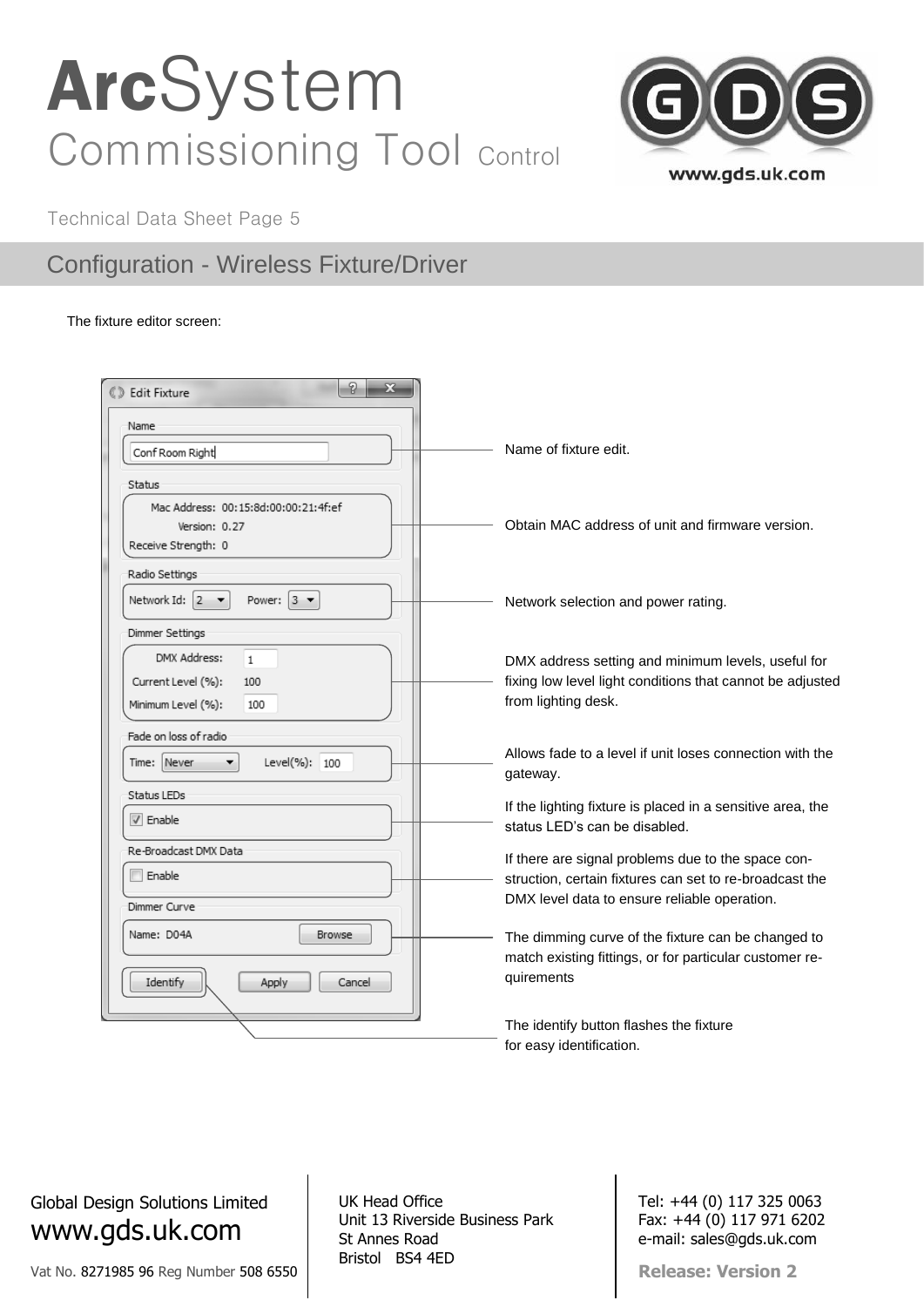# ArcSystem Commissioning Tool Control

Technical Data Sheet Page 5

## Configuration - Wireless Fixture/Driver

The fixture editor screen:

Name of fixture edit.

Obtain MAC address of unit and firmware version.

Network selection and power rating.

DMX address setting and minimum levels, useful for fixing low level light conditions that cannot be adjusted from lighting desk.

Allows fade to a level if unit loses connection with the gateway.

If the lighting fixture is placed in a sensitive area, the status LED's can be disabled.

If there are signal problems due to the space construction, certain fixtures can set to re-broadcast the DMX level data to ensure reliable operation.

The dimming curve of the fixture can be changed to match existing fittings, or for particular customer requirements

The identify button flashes the fixture for easy identification.

Global Design Solutions Limited
www.gds.uk.com

Vat No. 8271985 96 Reg Number 508 6550

UK Head Office
Unit 13 Riverside Business Park
St Annes Road
Bristol BS4 4ED

Tel: +44 (0) 117 325 0063
Fax: +44 (0) 117 971 6202
e-mail: sales@gds.uk.com

**Release: Version 2**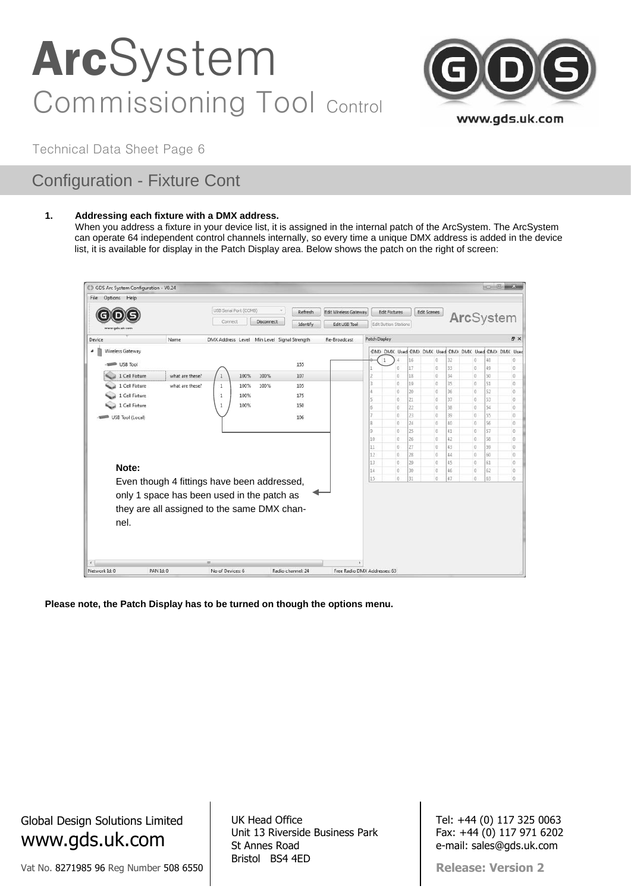# ArcSystem Commissioning Tool Control

Technical Data Sheet Page 6

## Configuration - Fixture Cont

1. **Addressing each fixture with a DMX address.**
   When you address a fixture in your device list, it is assigned in the internal patch of the ArcSystem. The ArcSystem can operate 64 independent control channels internally, so every time a unique DMX address is added in the device list, it is available for display in the Patch Display area. Below shows the patch on the right of screen:

**Note:**
Even though 4 fittings have been addressed, only 1 space has been used in the patch as they are all assigned to the same DMX channel.

**Please note, the Patch Display has to be turned on though the options menu.**

Global Design Solutions Limited
www.gds.uk.com
Vat No. 8271985 96 Reg Number 508 6550

UK Head Office
Unit 13 Riverside Business Park
St Annes Road
Bristol BS4 4ED

Tel: +44 (0) 117 325 0063
Fax: +44 (0) 117 971 6202
e-mail: sales@gds.uk.com

**Release: Version 2**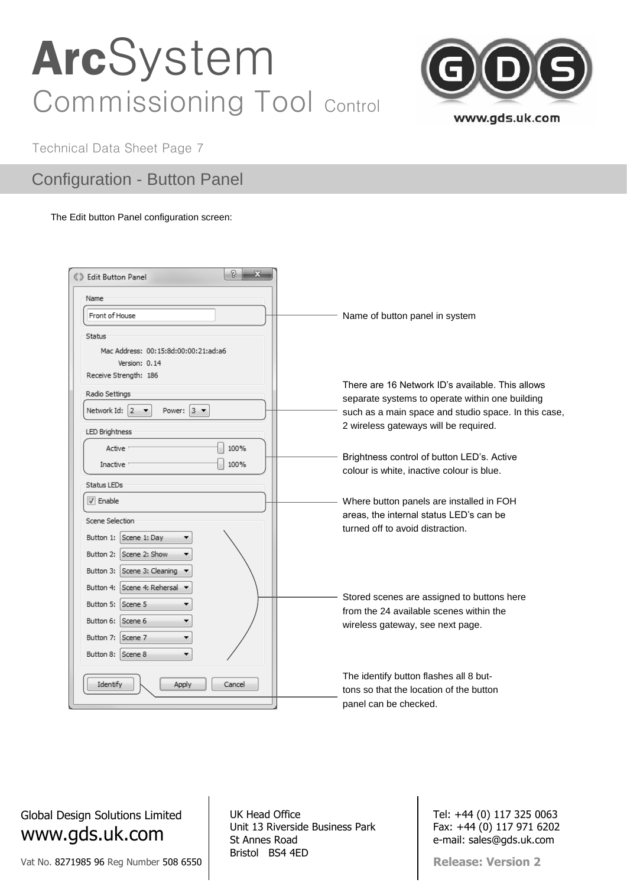# ArcSystem Commissioning Tool Control

Technical Data Sheet Page 7

## Configuration - Button Panel

The Edit button Panel configuration screen:

Edit Button Panel

Name

Front of House

Status

Mac Address: 00:15:8d:00:00:21:ad:a6
Version: 0.14
Receive Strength: 186

Radio Settings

Network Id: 2 Power: 3

LED Brightness

Active 100%
Inactive 100%

Status LEDs

Enable

Scene Selection

Button 1: Scene 1: Day
Button 2: Scene 2: Show
Button 3: Scene 3: Cleaning
Button 4: Scene 4: Rehersal
Button 5: Scene 5
Button 6: Scene 6
Button 7: Scene 7
Button 8: Scene 8

Identify Apply Cancel

Name of button panel in system

There are 16 Network ID's available. This allows separate systems to operate within one building such as a main space and studio space. In this case, 2 wireless gateways will be required.

Brightness control of button LED's. Active colour is white, inactive colour is blue.

Where button panels are installed in FOH areas, the internal status LED's can be turned off to avoid distraction.

Stored scenes are assigned to buttons here from the 24 available scenes within the wireless gateway, see next page.

The identify button flashes all 8 buttons so that the location of the button panel can be checked.

Global Design Solutions Limited
www.gds.uk.com

Vat No. 8271985 96 Reg Number 508 6550

UK Head Office
Unit 13 Riverside Business Park
St Annes Road
Bristol BS4 4ED

Tel: +44 (0) 117 325 0063
Fax: +44 (0) 117 971 6202
e-mail: sales@gds.uk.com

**Release: Version 2**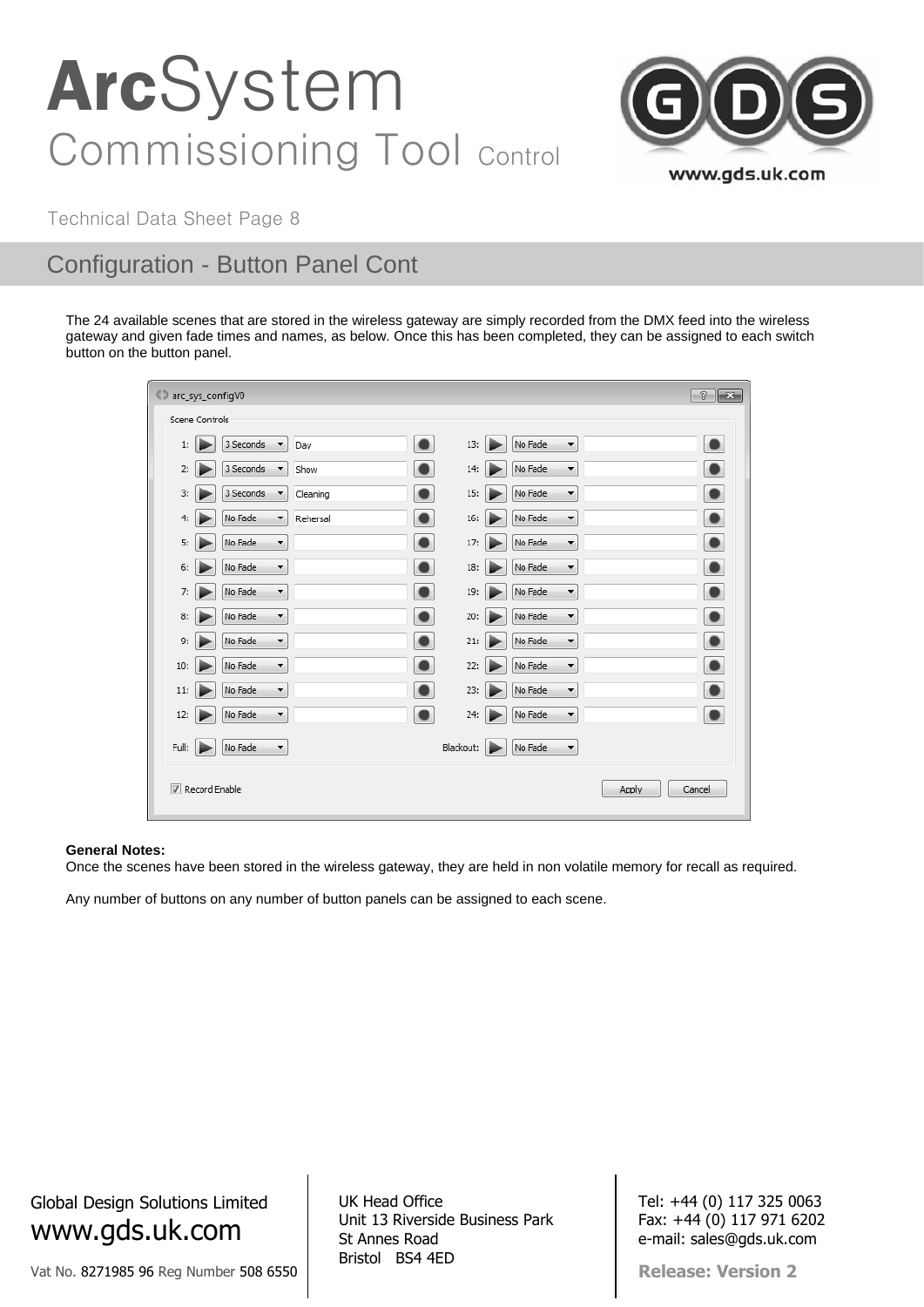# ArcSystem Commissioning Tool Control

Technical Data Sheet Page 8

## Configuration - Button Panel Cont

The 24 available scenes that are stored in the wireless gateway are simply recorded from the DMX feed into the wireless gateway and given fade times and names, as below. Once this has been completed, they can be assigned to each switch button on the button panel.

**General Notes:**
Once the scenes have been stored in the wireless gateway, they are held in non volatile memory for recall as required.

Any number of buttons on any number of button panels can be assigned to each scene.

Global Design Solutions Limited
www.gds.uk.com
Vat No. 8271985 96 Reg Number 508 6550

UK Head Office
Unit 13 Riverside Business Park
St Annes Road
Bristol BS4 4ED

Tel: +44 (0) 117 325 0063
Fax: +44 (0) 117 971 6202
e-mail: sales@gds.uk.com

**Release: Version 2**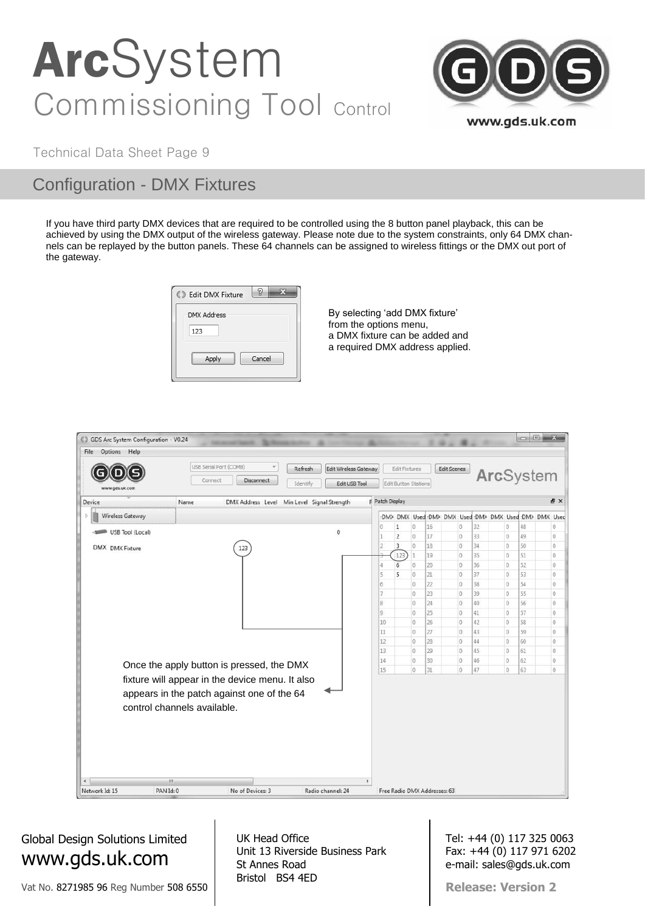# ArcSystem Commissioning Tool Control

Technical Data Sheet Page 9

## Configuration - DMX Fixtures

If you have third party DMX devices that are required to be controlled using the 8 button panel playback, this can be achieved by using the DMX output of the wireless gateway. Please note due to the system constraints, only 64 DMX channels can be replayed by the button panels. These 64 channels can be assigned to wireless fittings or the DMX out port of the gateway.

By selecting 'add DMX fixture' from the options menu, a DMX fixture can be added and a required DMX address applied.

Once the apply button is pressed, the DMX fixture will appear in the device menu. It also appears in the patch against one of the 64 control channels available.

Global Design Solutions Limited
www.gds.uk.com

Vat No. 8271985 96 Reg Number 508 6550

UK Head Office
Unit 13 Riverside Business Park
St Annes Road
Bristol BS4 4ED

Tel: +44 (0) 117 325 0063
Fax: +44 (0) 117 971 6202
e-mail: sales@gds.uk.com

**Release: Version 2**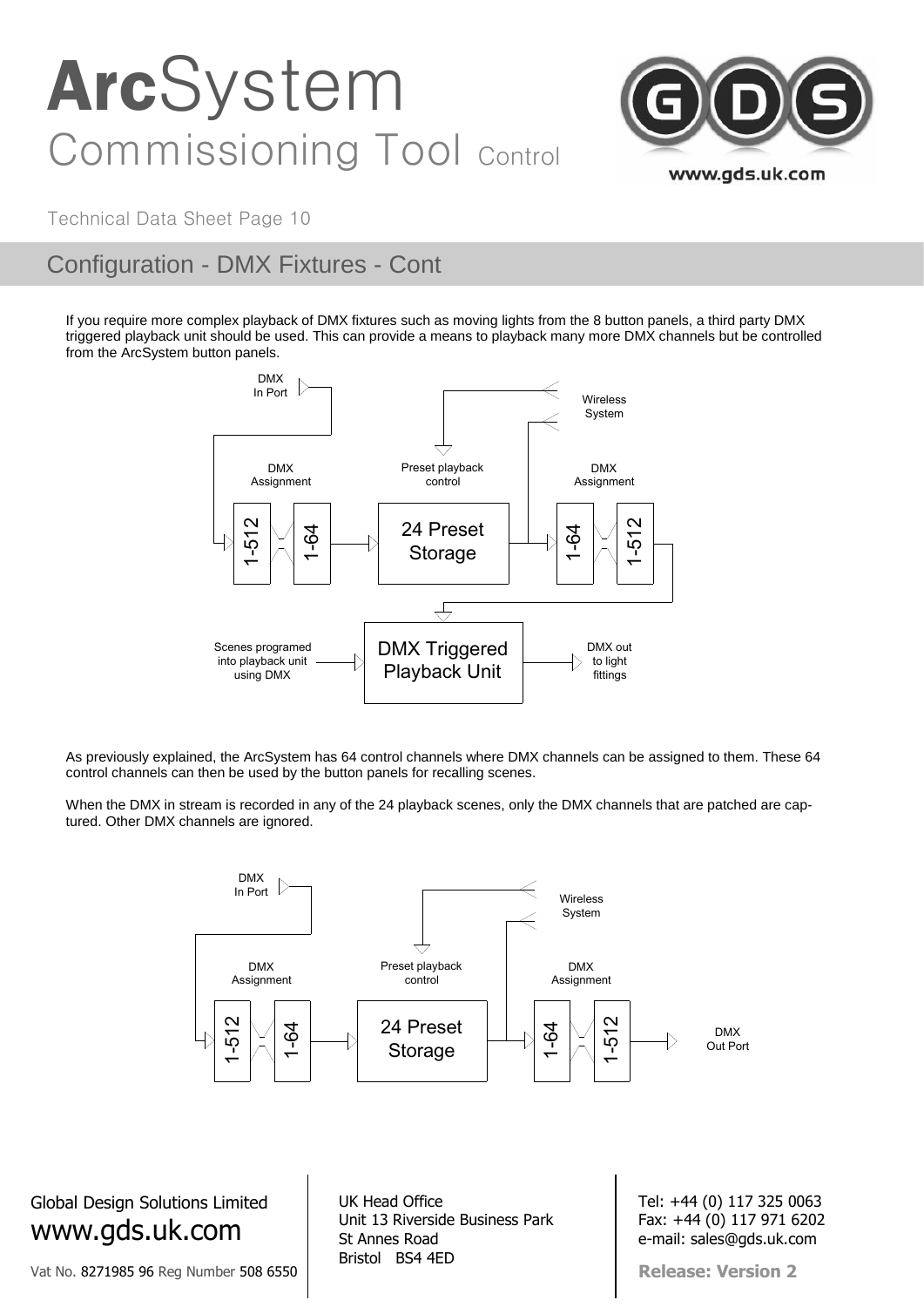# ArcSystem Commissioning Tool Control

Technical Data Sheet Page 10

## Configuration - DMX Fixtures - Cont

If you require more complex playback of DMX fixtures such as moving lights from the 8 button panels, a third party DMX triggered playback unit should be used. This can provide a means to playback many more DMX channels but be controlled from the ArcSystem button panels.

DMX In Port

Wireless System

DMX Assignment

Preset playback control

DMX Assignment

1-512 | 1-64 | 24 Preset Storage | 1-64 | 1-512

Scenes programed into playback unit using DMX

DMX Triggered Playback Unit

DMX out to light fittings

As previously explained, the ArcSystem has 64 control channels where DMX channels can be assigned to them. These 64 control channels can then be used by the button panels for recalling scenes.

When the DMX in stream is recorded in any of the 24 playback scenes, only the DMX channels that are patched are captured. Other DMX channels are ignored.

DMX In Port

Wireless System

DMX Assignment

Preset playback control

DMX Assignment

1-512 | 1-64 | 24 Preset Storage | 1-64 | 1-512

DMX Out Port

Global Design Solutions Limited
www.gds.uk.com
Vat No. 8271985 96 Reg Number 508 6550

UK Head Office
Unit 13 Riverside Business Park
St Annes Road
Bristol BS4 4ED

Tel: +44 (0) 117 325 0063
Fax: +44 (0) 117 971 6202
e-mail: sales@gds.uk.com

**Release: Version 2**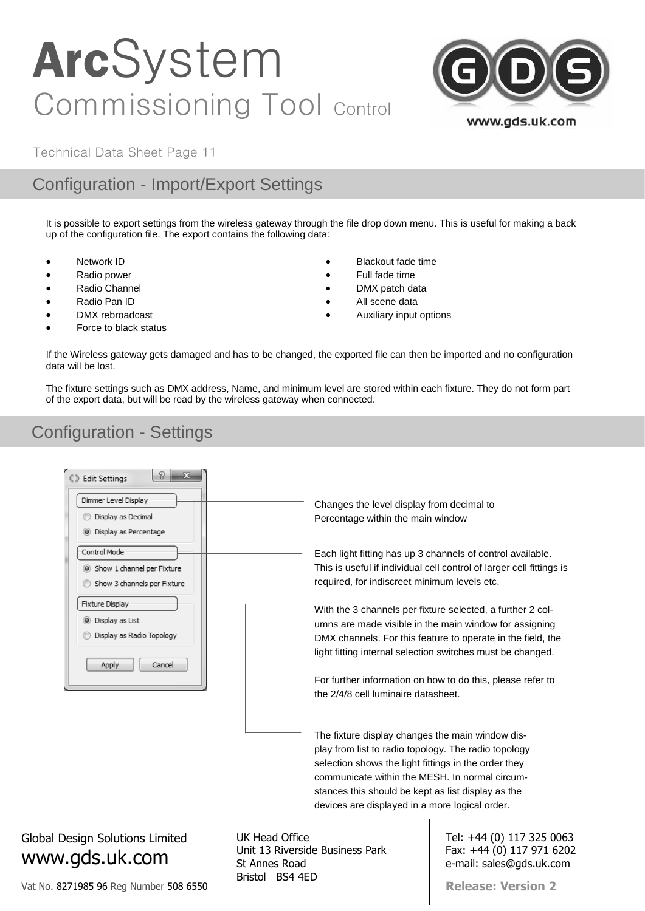# ArcSystem Commissioning Tool Control

Technical Data Sheet Page 11

## Configuration - Import/Export Settings

It is possible to export settings from the wireless gateway through the file drop down menu. This is useful for making a back up of the configuration file. The export contains the following data:

- Network ID
- Radio power
- Radio Channel
- Radio Pan ID
- DMX rebroadcast
- Force to black status
- Blackout fade time
- Full fade time
- DMX patch data
- All scene data
- Auxiliary input options

If the Wireless gateway gets damaged and has to be changed, the exported file can then be imported and no configuration data will be lost.

The fixture settings such as DMX address, Name, and minimum level are stored within each fixture. They do not form part of the export data, but will be read by the wireless gateway when connected.

## Configuration - Settings

Edit Settings

- Dimmer Level Display
  - Display as Decimal
  - Display as Percentage
- Control Mode
  - Show 1 channel per Fixture
  - Show 3 channels per Fixture
- Fixture Display
  - Display as List
  - Display as Radio Topology

Apply | Cancel

Changes the level display from decimal to Percentage within the main window

Each light fitting has up 3 channels of control available. This is useful if individual cell control of larger cell fittings is required, for indiscreet minimum levels etc.

With the 3 channels per fixture selected, a further 2 columns are made visible in the main window for assigning DMX channels. For this feature to operate in the field, the light fitting internal selection switches must be changed.

For further information on how to do this, please refer to the 2/4/8 cell luminaire datasheet.

The fixture display changes the main window display from list to radio topology. The radio topology selection shows the light fittings in the order they communicate within the MESH. In normal circumstances this should be kept as list display as the devices are displayed in a more logical order.

Global Design Solutions Limited
www.gds.uk.com
Vat No. 8271985 96 Reg Number 508 6550

UK Head Office
Unit 13 Riverside Business Park
St Annes Road
Bristol BS4 4ED

Tel: +44 (0) 117 325 0063
Fax: +44 (0) 117 971 6202
e-mail: sales@gds.uk.com

**Release: Version 2**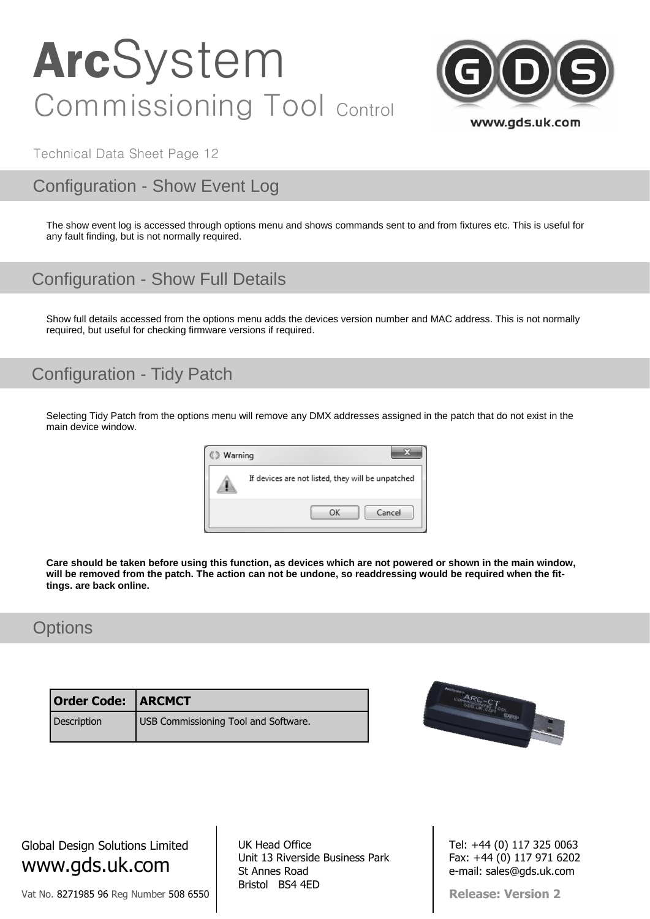# Configuration - Show Event Log

The show event log is accessed through options menu and shows commands sent to and from fixtures etc. This is useful for any fault finding, but is not normally required.

# Configuration - Show Full Details

Show full details accessed from the options menu adds the devices version number and MAC address. This is not normally required, but useful for checking firmware versions if required.

# Configuration - Tidy Patch

Selecting Tidy Patch from the options menu will remove any DMX addresses assigned in the patch that do not exist in the main device window.

Warning

If devices are not listed, they will be unpatched

OK Cancel

**Care should be taken before using this function, as devices which are not powered or shown in the main window, will be removed from the patch. The action can not be undone, so readdressing would be required when the fit-tings. are back online.**

# Options

| Order Code: | ARCMCT |
|---|---|
| Description | USB Commissioning Tool and Software. |

Global Design Solutions Limited
www.gds.uk.com

Vat No. 8271985 96 Reg Number 508 6550

UK Head Office
Unit 13 Riverside Business Park
St Annes Road
Bristol BS4 4ED

Tel: +44 (0) 117 325 0063
Fax: +44 (0) 117 971 6202
e-mail: sales@gds.uk.com

**Release: Version 2**